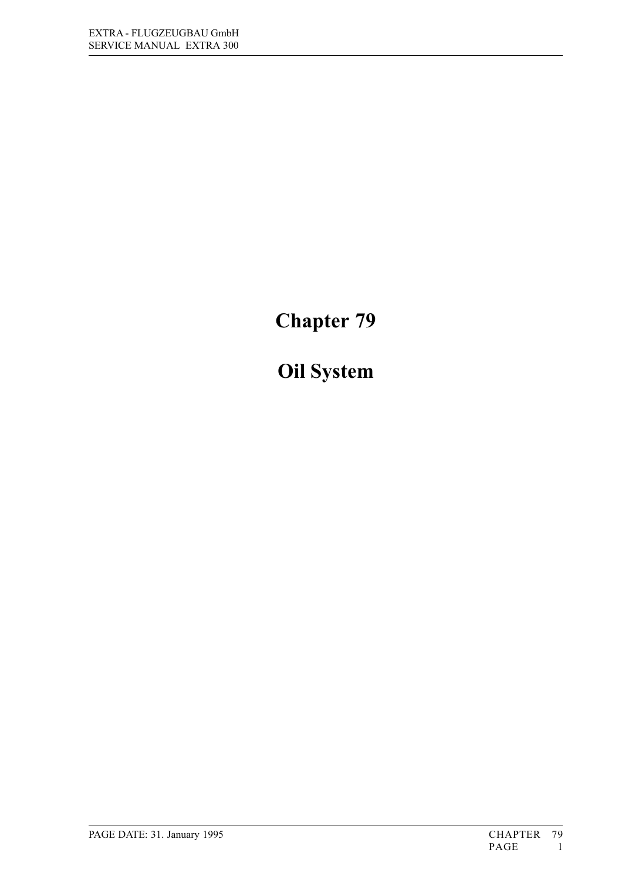# Chapter 79

# Oil System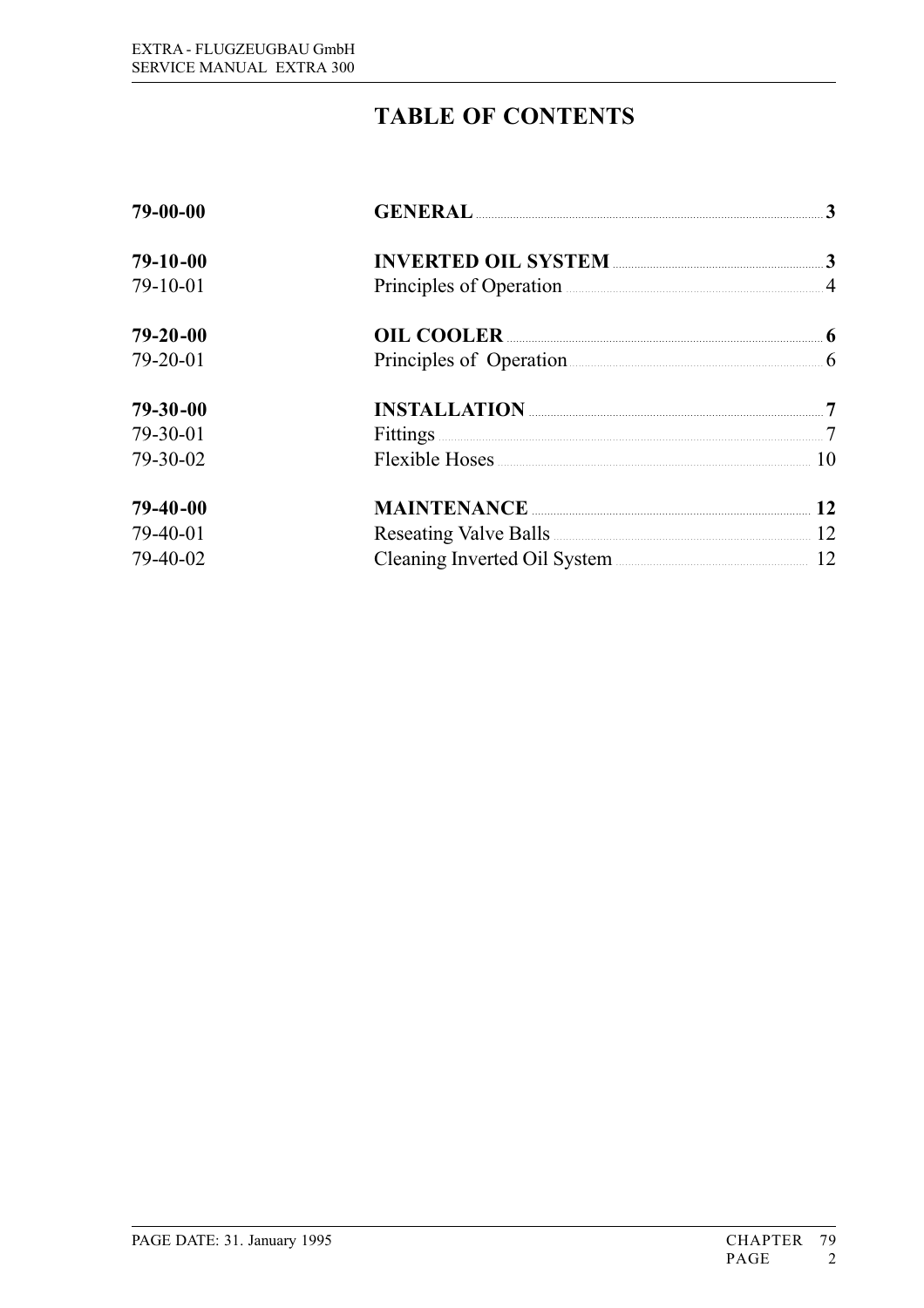# TABLE OF CONTENTS

| | | |
|---|---|---|
| **79-00-00** | **GENERAL** | **3** |
| **79-10-00** | **INVERTED OIL SYSTEM** | **3** |
| 79-10-01 | Principles of Operation | 4 |
| **79-20-00** | **OIL COOLER** | **6** |
| 79-20-01 | Principles of Operation | 6 |
| **79-30-00** | **INSTALLATION** | **7** |
| 79-30-01 | Fittings | 7 |
| 79-30-02 | Flexible Hoses | 10 |
| **79-40-00** | **MAINTENANCE** | **12** |
| 79-40-01 | Reseating Valve Balls | 12 |
| 79-40-02 | Cleaning Inverted Oil System | 12 |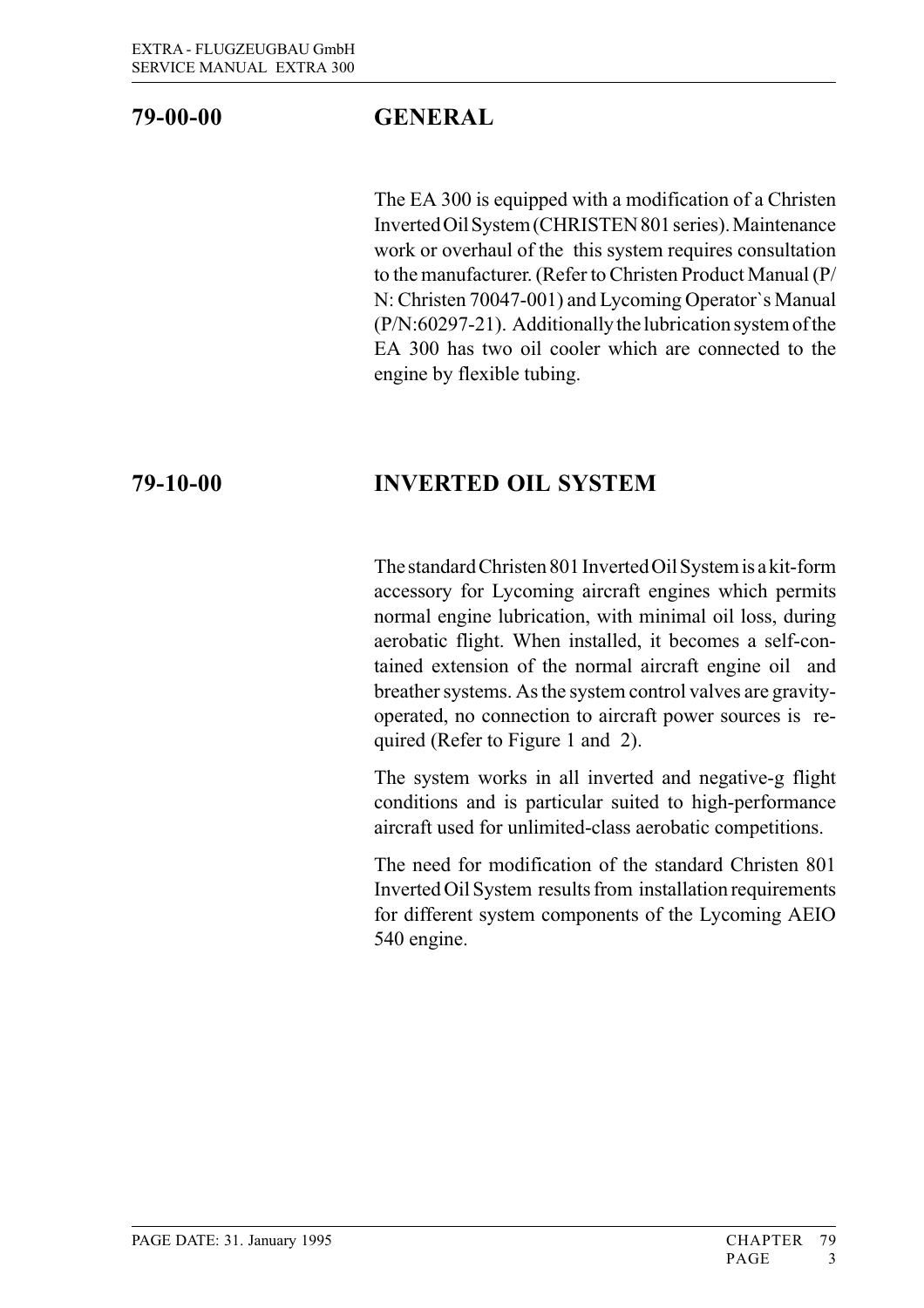## 79-00-00 GENERAL

The EA 300 is equipped with a modification of a Christen Inverted Oil System (CHRISTEN 801 series). Maintenance work or overhaul of the this system requires consultation to the manufacturer. (Refer to Christen Product Manual (P/N: Christen 70047-001) and Lycoming Operator`s Manual (P/N:60297-21). Additionally the lubrication system of the EA 300 has two oil cooler which are connected to the engine by flexible tubing.

## 79-10-00 INVERTED OIL SYSTEM

The standard Christen 801 Inverted Oil System is a kit-form accessory for Lycoming aircraft engines which permits normal engine lubrication, with minimal oil loss, during aerobatic flight. When installed, it becomes a self-contained extension of the normal aircraft engine oil and breather systems. As the system control valves are gravity-operated, no connection to aircraft power sources is required (Refer to Figure 1 and 2).

The system works in all inverted and negative-g flight conditions and is particular suited to high-performance aircraft used for unlimited-class aerobatic competitions.

The need for modification of the standard Christen 801 Inverted Oil System results from installation requirements for different system components of the Lycoming AEIO 540 engine.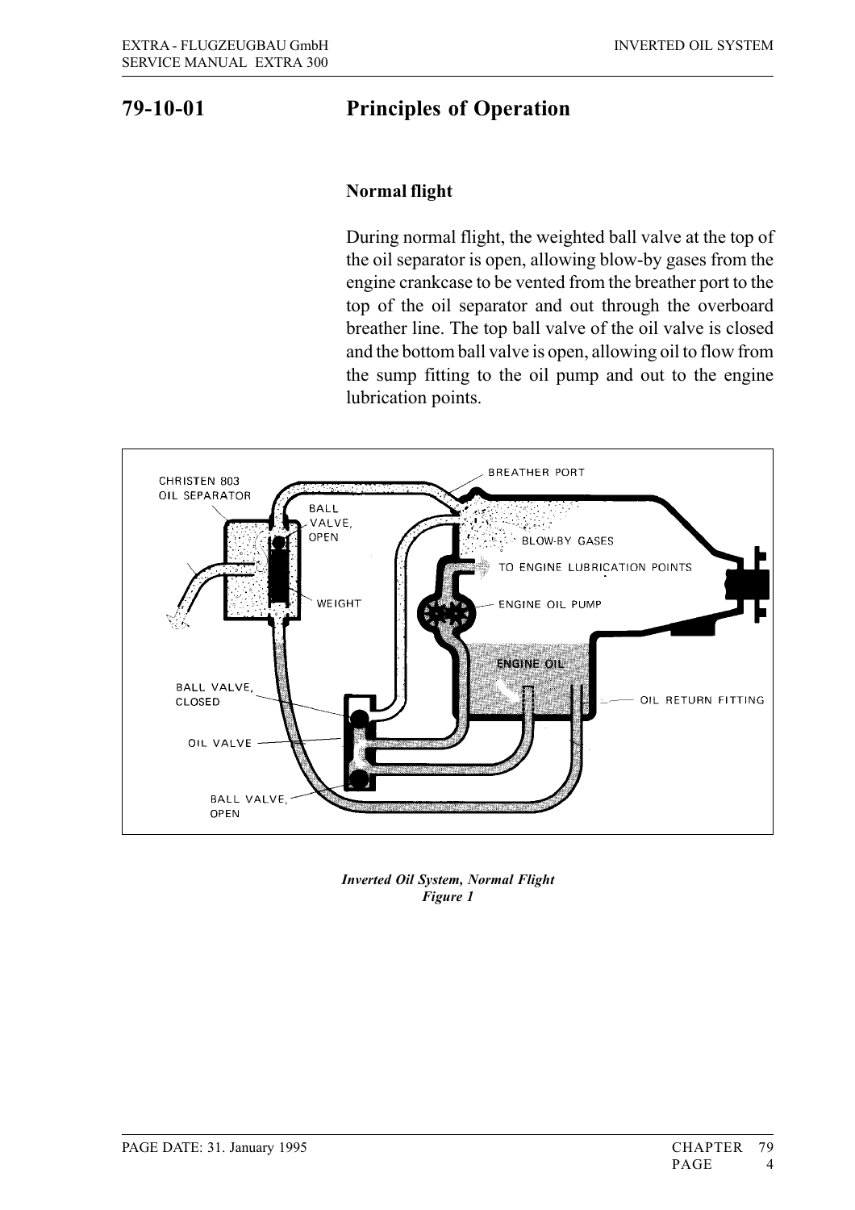# 79-10-01 Principles of Operation

## Normal flight

During normal flight, the weighted ball valve at the top of the oil separator is open, allowing blow-by gases from the engine crankcase to be vented from the breather port to the top of the oil separator and out through the overboard breather line. The top ball valve of the oil valve is closed and the bottom ball valve is open, allowing oil to flow from the sump fitting to the oil pump and out to the engine lubrication points.

*Inverted Oil System, Normal Flight*
*Figure 1*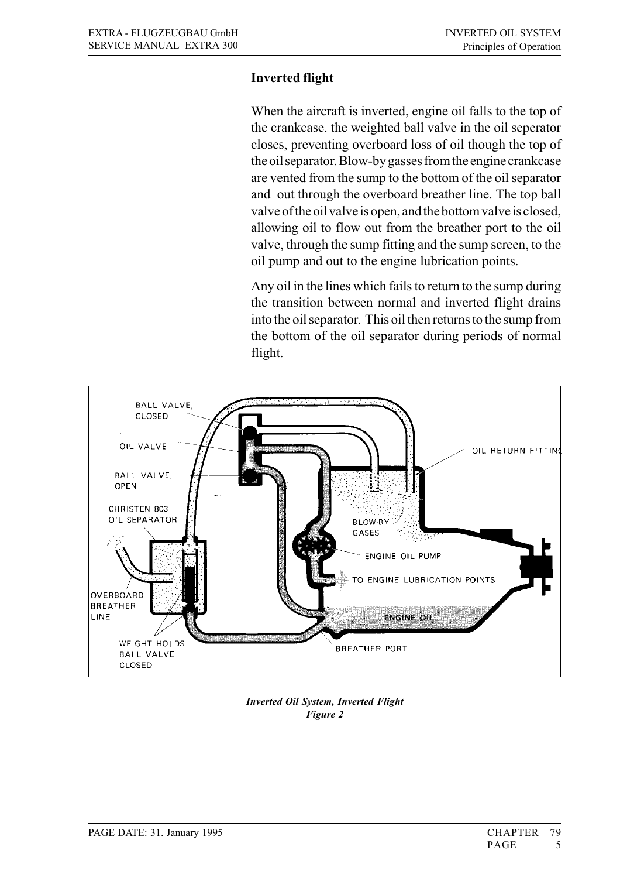## Inverted flight

When the aircraft is inverted, engine oil falls to the top of the crankcase. the weighted ball valve in the oil seperator closes, preventing overboard loss of oil though the top of the oil separator. Blow-by gasses from the engine crankcase are vented from the sump to the bottom of the oil separator and out through the overboard breather line. The top ball valve of the oil valve is open, and the bottom valve is closed, allowing oil to flow out from the breather port to the oil valve, through the sump fitting and the sump screen, to the oil pump and out to the engine lubrication points.

Any oil in the lines which fails to return to the sump during the transition between normal and inverted flight drains into the oil separator. This oil then returns to the sump from the bottom of the oil separator during periods of normal flight.

*Inverted Oil System, Inverted Flight*
*Figure 2*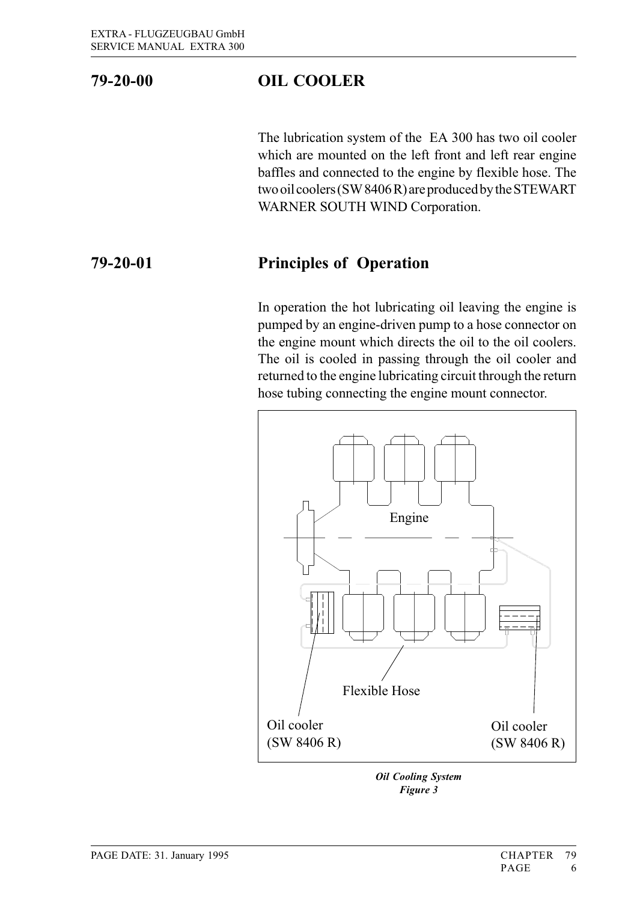## 79-20-00 OIL COOLER

The lubrication system of the EA 300 has two oil cooler which are mounted on the left front and left rear engine baffles and connected to the engine by flexible hose. The two oil coolers (SW 8406 R) are produced by the STEWART WARNER SOUTH WIND Corporation.

## 79-20-01 Principles of Operation

In operation the hot lubricating oil leaving the engine is pumped by an engine-driven pump to a hose connector on the engine mount which directs the oil to the oil coolers. The oil is cooled in passing through the oil cooler and returned to the engine lubricating circuit through the return hose tubing connecting the engine mount connector.

Engine

Flexible Hose

Oil cooler
(SW 8406 R)

Oil cooler
(SW 8406 R)

***Oil Cooling System***
***Figure 3***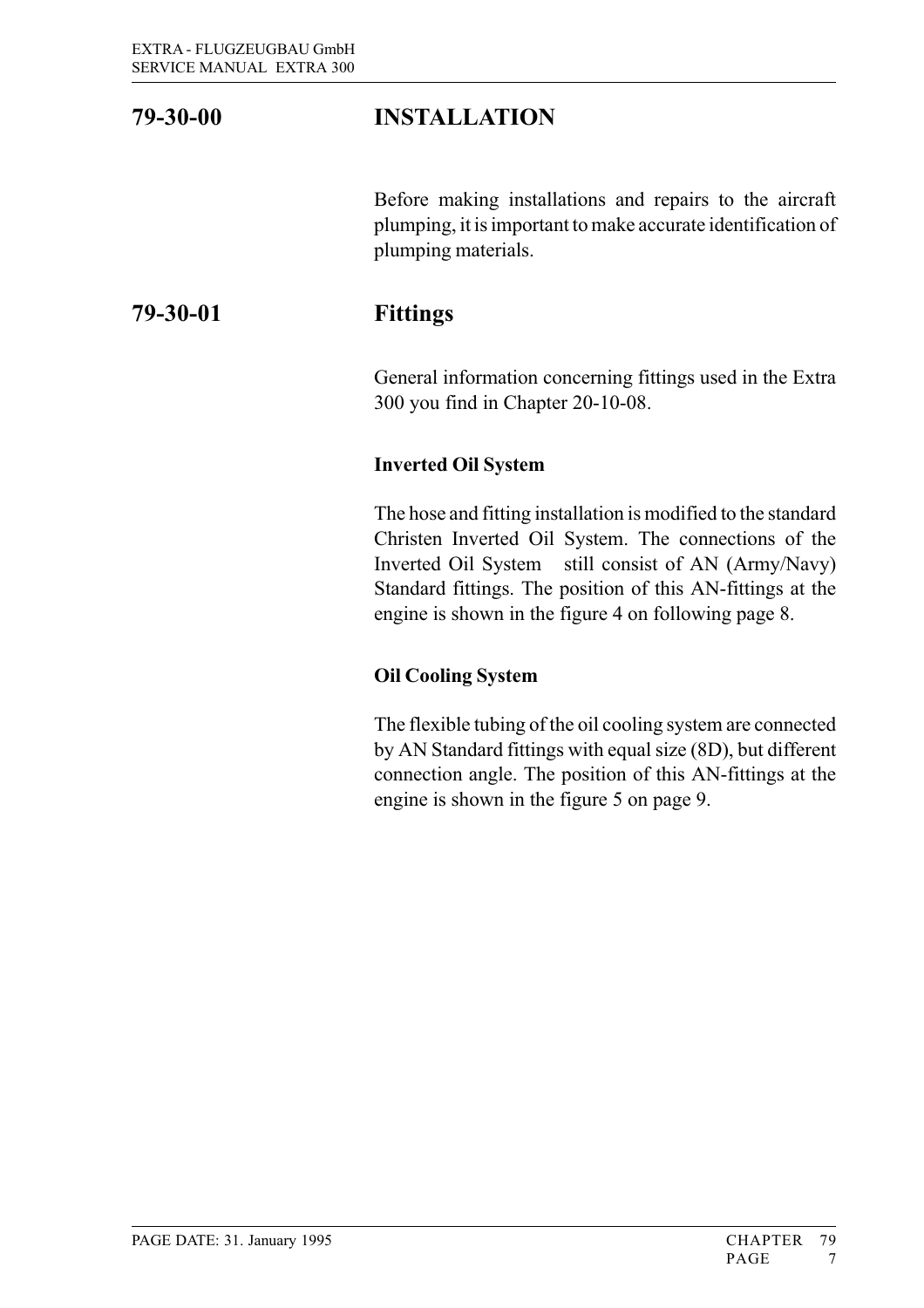## 79-30-00 INSTALLATION

Before making installations and repairs to the aircraft plumping, it is important to make accurate identification of plumping materials.

## 79-30-01 Fittings

General information concerning fittings used in the Extra 300 you find in Chapter 20-10-08.

**Inverted Oil System**

The hose and fitting installation is modified to the standard Christen Inverted Oil System. The connections of the Inverted Oil System still consist of AN (Army/Navy) Standard fittings. The position of this AN-fittings at the engine is shown in the figure 4 on following page 8.

**Oil Cooling System**

The flexible tubing of the oil cooling system are connected by AN Standard fittings with equal size (8D), but different connection angle. The position of this AN-fittings at the engine is shown in the figure 5 on page 9.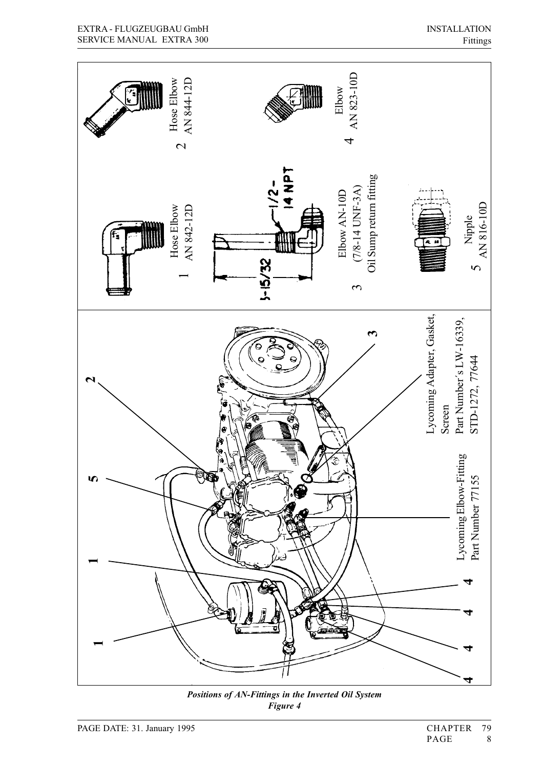Lycoming Elbow-Fitting
Part Number 77155

Lycoming Adapter, Gasket, Screen
Part Number´s LW-16339, STD-1272, 77644

1 Hose Elbow
AN 842-12D

2 Hose Elbow
AN 844-12D

3 Elbow AN-10D
(7/8-14 UNF-3A)
Oil Sump return fitting

1/2 - 14 NPT

3-15/32

4 Elbow
AN 823-10D

5 Nipple
AN 816-10D

***Positions of AN-Fittings in the Inverted Oil System***
***Figure 4***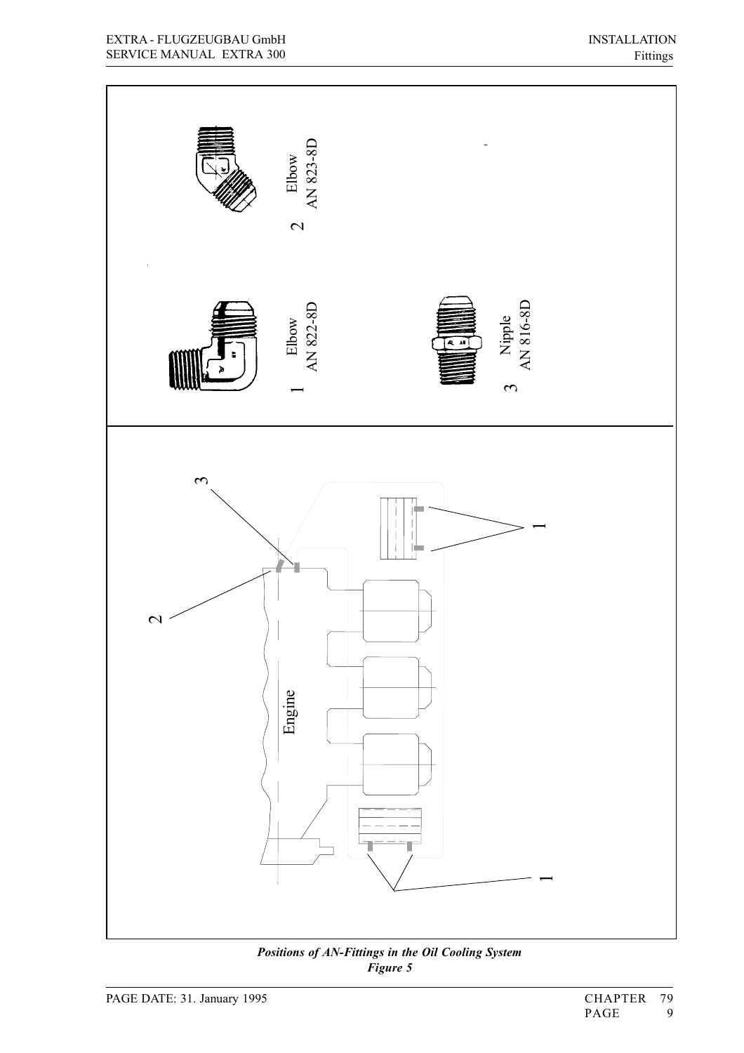1 Elbow AN 822-8D

2 Elbow AN 823-8D

3 Nipple AN 816-8D

Engine

*Positions of AN-Fittings in the Oil Cooling System*
***Figure 5***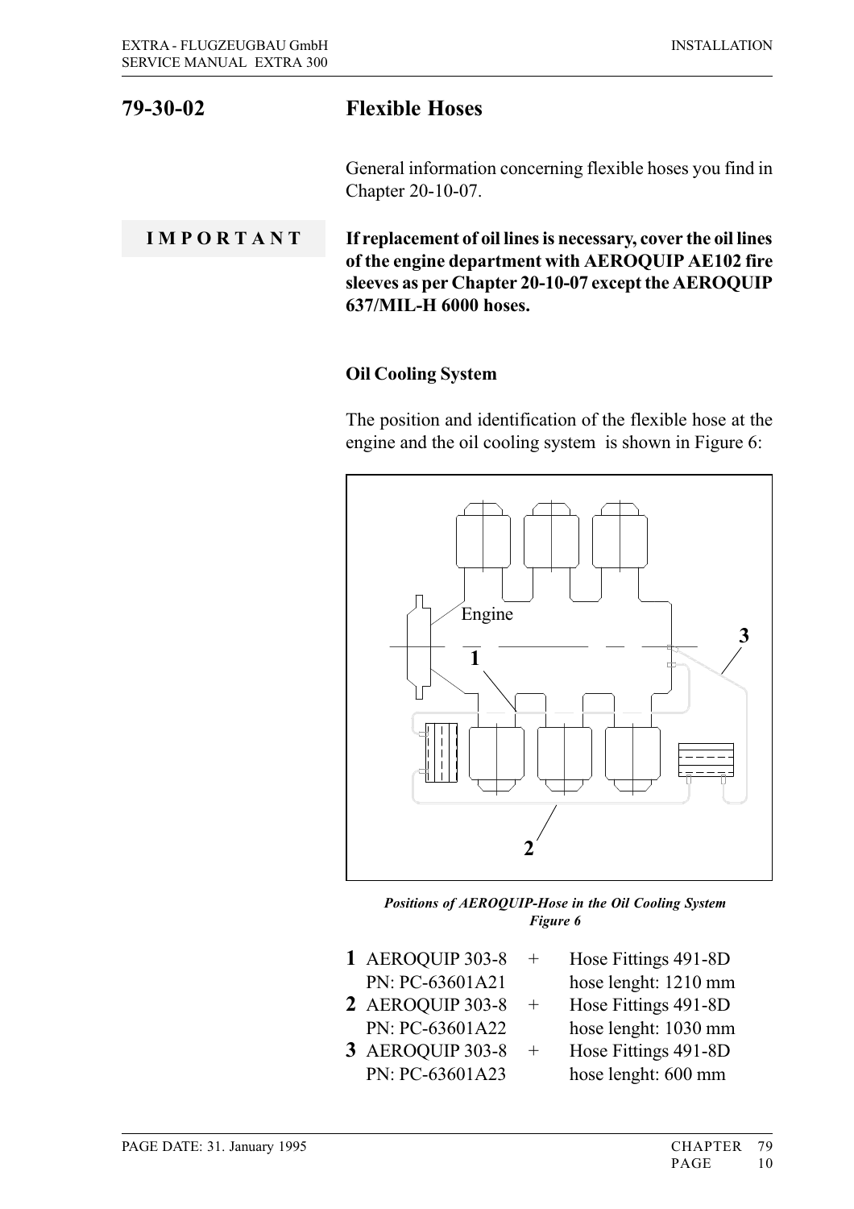## 79-30-02 Flexible Hoses

General information concerning flexible hoses you find in Chapter 20-10-07.

**IMPORTANT**

**If replacement of oil lines is necessary, cover the oil lines of the engine department with AEROQUIP AE102 fire sleeves as per Chapter 20-10-07 except the AEROQUIP 637/MIL-H 6000 hoses.**

### Oil Cooling System

The position and identification of the flexible hose at the engine and the oil cooling system is shown in Figure 6:

*Positions of AEROQUIP-Hose in the Oil Cooling System*
*Figure 6*

| | | | |
|---|---|---|---|
| **1** | AEROQUIP 303-8<br>PN: PC-63601A21 | + | Hose Fittings 491-8D<br>hose lenght: 1210 mm |
| **2** | AEROQUIP 303-8<br>PN: PC-63601A22 | + | Hose Fittings 491-8D<br>hose lenght: 1030 mm |
| **3** | AEROQUIP 303-8<br>PN: PC-63601A23 | + | Hose Fittings 491-8D<br>hose lenght: 600 mm |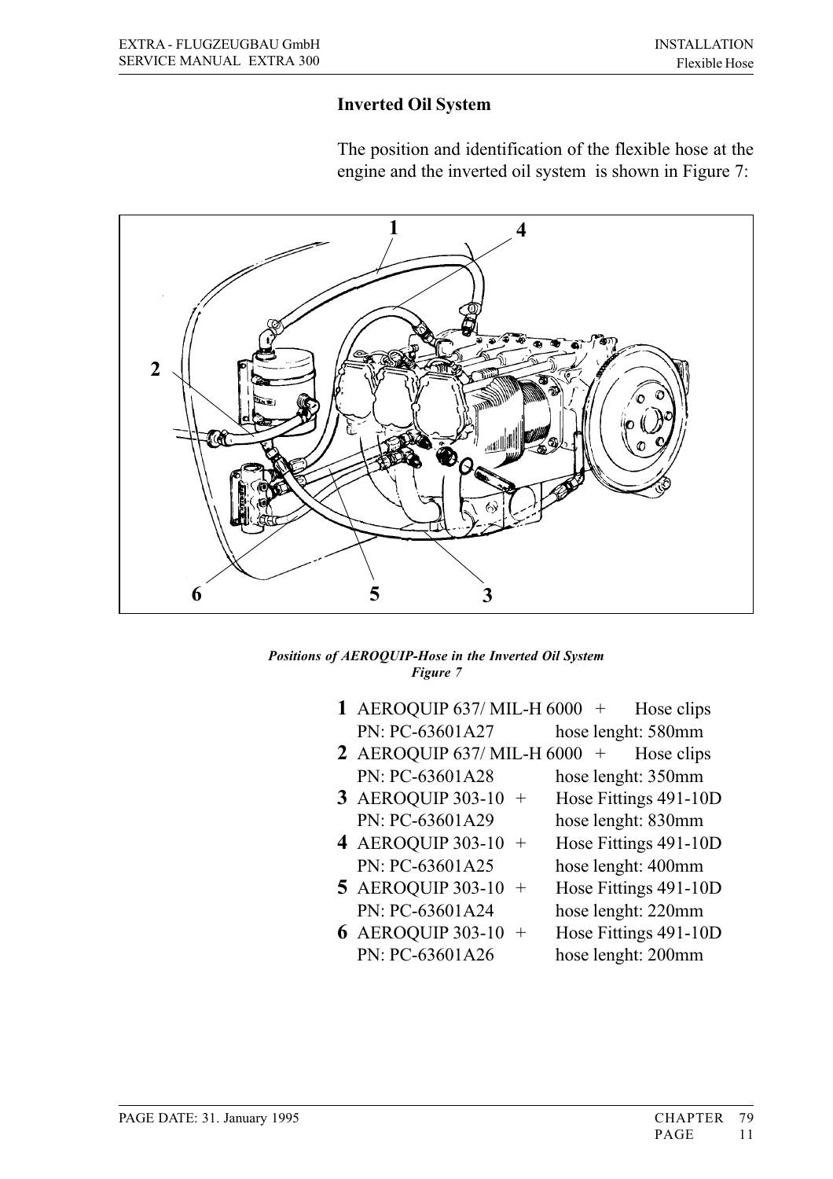## Inverted Oil System

The position and identification of the flexible hose at the engine and the inverted oil system is shown in Figure 7:

*Positions of AEROQUIP-Hose in the Inverted Oil System*
*Figure 7*

**1** AEROQUIP 637/ MIL-H 6000 + Hose clips
PN: PC-63601A27 hose lenght: 580mm

**2** AEROQUIP 637/ MIL-H 6000 + Hose clips
PN: PC-63601A28 hose lenght: 350mm

**3** AEROQUIP 303-10 + Hose Fittings 491-10D
PN: PC-63601A29 hose lenght: 830mm

**4** AEROQUIP 303-10 + Hose Fittings 491-10D
PN: PC-63601A25 hose lenght: 400mm

**5** AEROQUIP 303-10 + Hose Fittings 491-10D
PN: PC-63601A24 hose lenght: 220mm

**6** AEROQUIP 303-10 + Hose Fittings 491-10D
PN: PC-63601A26 hose lenght: 200mm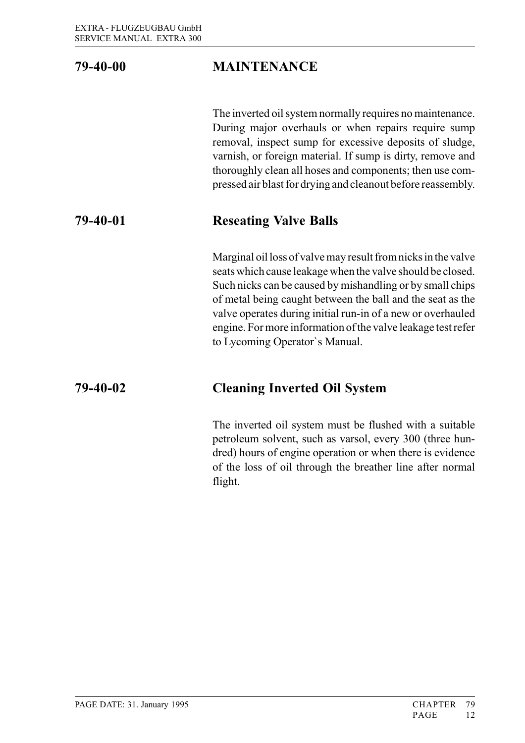## 79-40-00 MAINTENANCE

The inverted oil system normally requires no maintenance. During major overhauls or when repairs require sump removal, inspect sump for excessive deposits of sludge, varnish, or foreign material. If sump is dirty, remove and thoroughly clean all hoses and components; then use compressed air blast for drying and cleanout before reassembly.

## 79-40-01 Reseating Valve Balls

Marginal oil loss of valve may result from nicks in the valve seats which cause leakage when the valve should be closed. Such nicks can be caused by mishandling or by small chips of metal being caught between the ball and the seat as the valve operates during initial run-in of a new or overhauled engine. For more information of the valve leakage test refer to Lycoming Operator`s Manual.

## 79-40-02 Cleaning Inverted Oil System

The inverted oil system must be flushed with a suitable petroleum solvent, such as varsol, every 300 (three hundred) hours of engine operation or when there is evidence of the loss of oil through the breather line after normal flight.